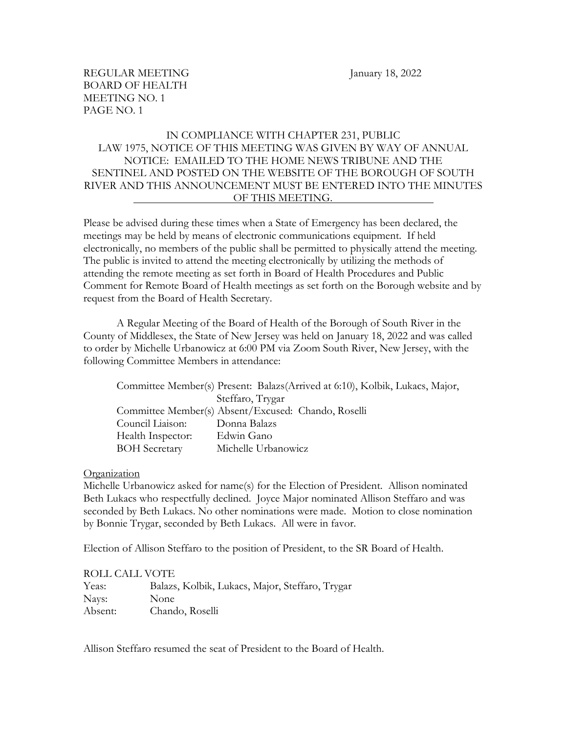REGULAR MEETING January 18, 2022
BOARD OF HEALTH
MEETING NO. 1
PAGE NO. 1

IN COMPLIANCE WITH CHAPTER 231, PUBLIC LAW 1975, NOTICE OF THIS MEETING WAS GIVEN BY WAY OF ANNUAL NOTICE: EMAILED TO THE HOME NEWS TRIBUNE AND THE SENTINEL AND POSTED ON THE WEBSITE OF THE BOROUGH OF SOUTH RIVER AND THIS ANNOUNCEMENT MUST BE ENTERED INTO THE MINUTES OF THIS MEETING.

Please be advised during these times when a State of Emergency has been declared, the meetings may be held by means of electronic communications equipment. If held electronically, no members of the public shall be permitted to physically attend the meeting. The public is invited to attend the meeting electronically by utilizing the methods of attending the remote meeting as set forth in Board of Health Procedures and Public Comment for Remote Board of Health meetings as set forth on the Borough website and by request from the Board of Health Secretary.

A Regular Meeting of the Board of Health of the Borough of South River in the County of Middlesex, the State of New Jersey was held on January 18, 2022 and was called to order by Michelle Urbanowicz at 6:00 PM via Zoom South River, New Jersey, with the following Committee Members in attendance:

Committee Member(s) Present: Balazs(Arrived at 6:10), Kolbik, Lukacs, Major, Steffaro, Trygar
Committee Member(s) Absent/Excused: Chando, Roselli
Council Liaison: Donna Balazs
Health Inspector: Edwin Gano
BOH Secretary Michelle Urbanowicz

Organization

Michelle Urbanowicz asked for name(s) for the Election of President. Allison nominated Beth Lukacs who respectfully declined. Joyce Major nominated Allison Steffaro and was seconded by Beth Lukacs. No other nominations were made. Motion to close nomination by Bonnie Trygar, seconded by Beth Lukacs. All were in favor.

Election of Allison Steffaro to the position of President, to the SR Board of Health.

ROLL CALL VOTE
Yeas: Balazs, Kolbik, Lukacs, Major, Steffaro, Trygar
Nays: None
Absent: Chando, Roselli

Allison Steffaro resumed the seat of President to the Board of Health.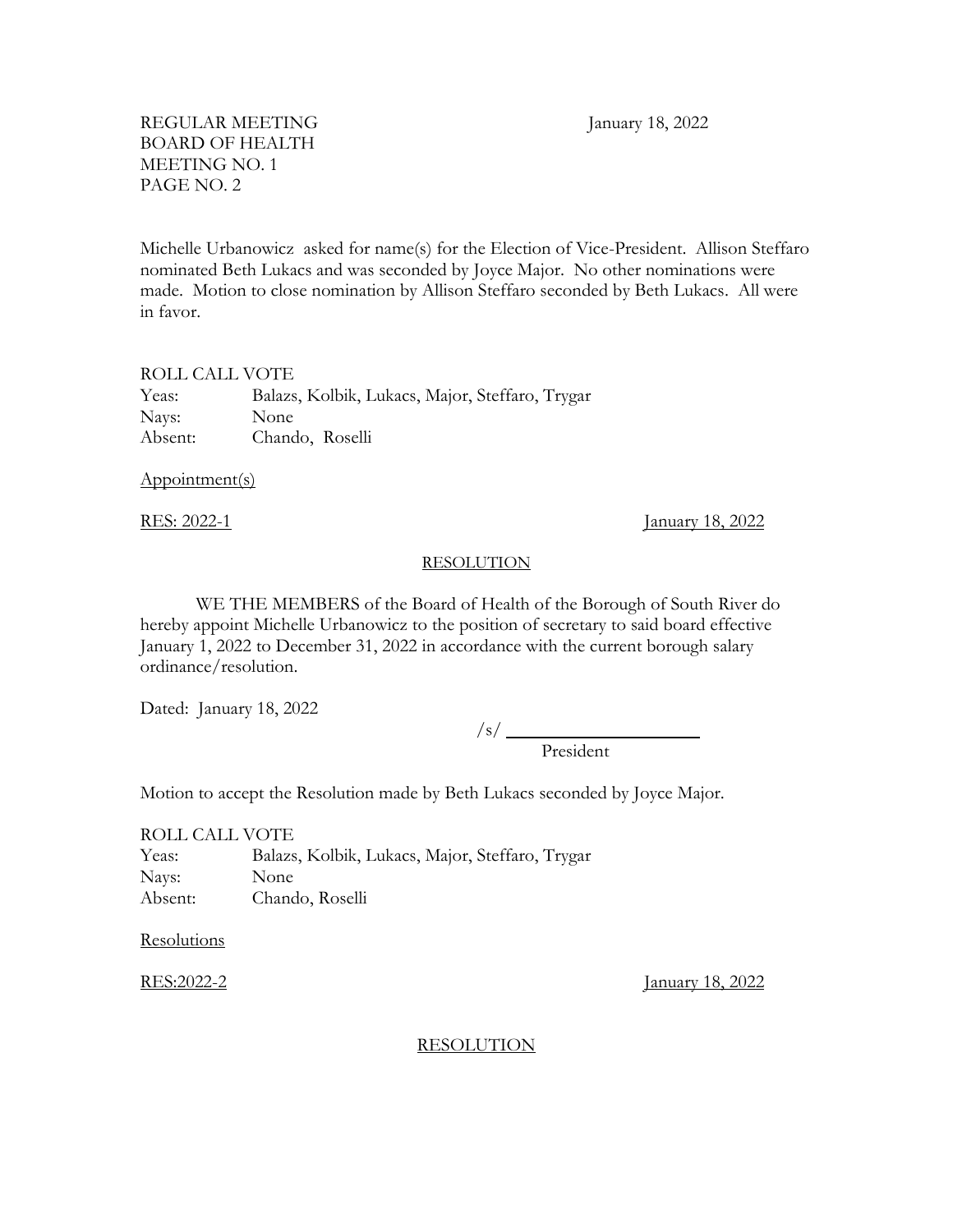Michelle Urbanowicz asked for name(s) for the Election of Vice-President. Allison Steffaro nominated Beth Lukacs and was seconded by Joyce Major. No other nominations were made. Motion to close nomination by Allison Steffaro seconded by Beth Lukacs. All were in favor.

ROLL CALL VOTE

| | |
|---|---|
| Yeas: | Balazs, Kolbik, Lukacs, Major, Steffaro, Trygar |
| Nays: | None |
| Absent: | Chando, Roselli |

Appointment(s)

RES: 2022-1 January 18, 2022

RESOLUTION

WE THE MEMBERS of the Board of Health of the Borough of South River do hereby appoint Michelle Urbanowicz to the position of secretary to said board effective January 1, 2022 to December 31, 2022 in accordance with the current borough salary ordinance/resolution.

Dated: January 18, 2022

/s/ ____________________
President

Motion to accept the Resolution made by Beth Lukacs seconded by Joyce Major.

ROLL CALL VOTE

| | |
|---|---|
| Yeas: | Balazs, Kolbik, Lukacs, Major, Steffaro, Trygar |
| Nays: | None |
| Absent: | Chando, Roselli |

Resolutions

RES:2022-2 January 18, 2022

RESOLUTION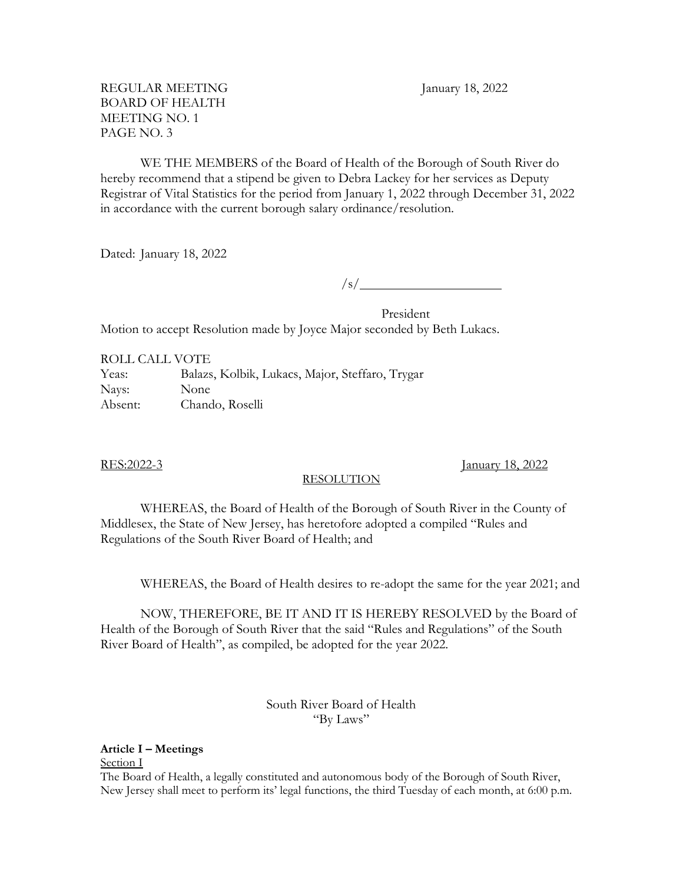REGULAR MEETING January 18, 2022
BOARD OF HEALTH
MEETING NO. 1
PAGE NO. 3

WE THE MEMBERS of the Board of Health of the Borough of South River do hereby recommend that a stipend be given to Debra Lackey for her services as Deputy Registrar of Vital Statistics for the period from January 1, 2022 through December 31, 2022 in accordance with the current borough salary ordinance/resolution.

Dated: January 18, 2022

/s/____________________

President

Motion to accept Resolution made by Joyce Major seconded by Beth Lukacs.

ROLL CALL VOTE

| | |
|---|---|
| Yeas: | Balazs, Kolbik, Lukacs, Major, Steffaro, Trygar |
| Nays: | None |
| Absent: | Chando, Roselli |

RES:2022-3 January 18, 2022

RESOLUTION

WHEREAS, the Board of Health of the Borough of South River in the County of Middlesex, the State of New Jersey, has heretofore adopted a compiled "Rules and Regulations of the South River Board of Health; and

WHEREAS, the Board of Health desires to re-adopt the same for the year 2021; and

NOW, THEREFORE, BE IT AND IT IS HEREBY RESOLVED by the Board of Health of the Borough of South River that the said "Rules and Regulations" of the South River Board of Health", as compiled, be adopted for the year 2022.

South River Board of Health
"By Laws"

**Article I – Meetings**

Section I

The Board of Health, a legally constituted and autonomous body of the Borough of South River, New Jersey shall meet to perform its' legal functions, the third Tuesday of each month, at 6:00 p.m.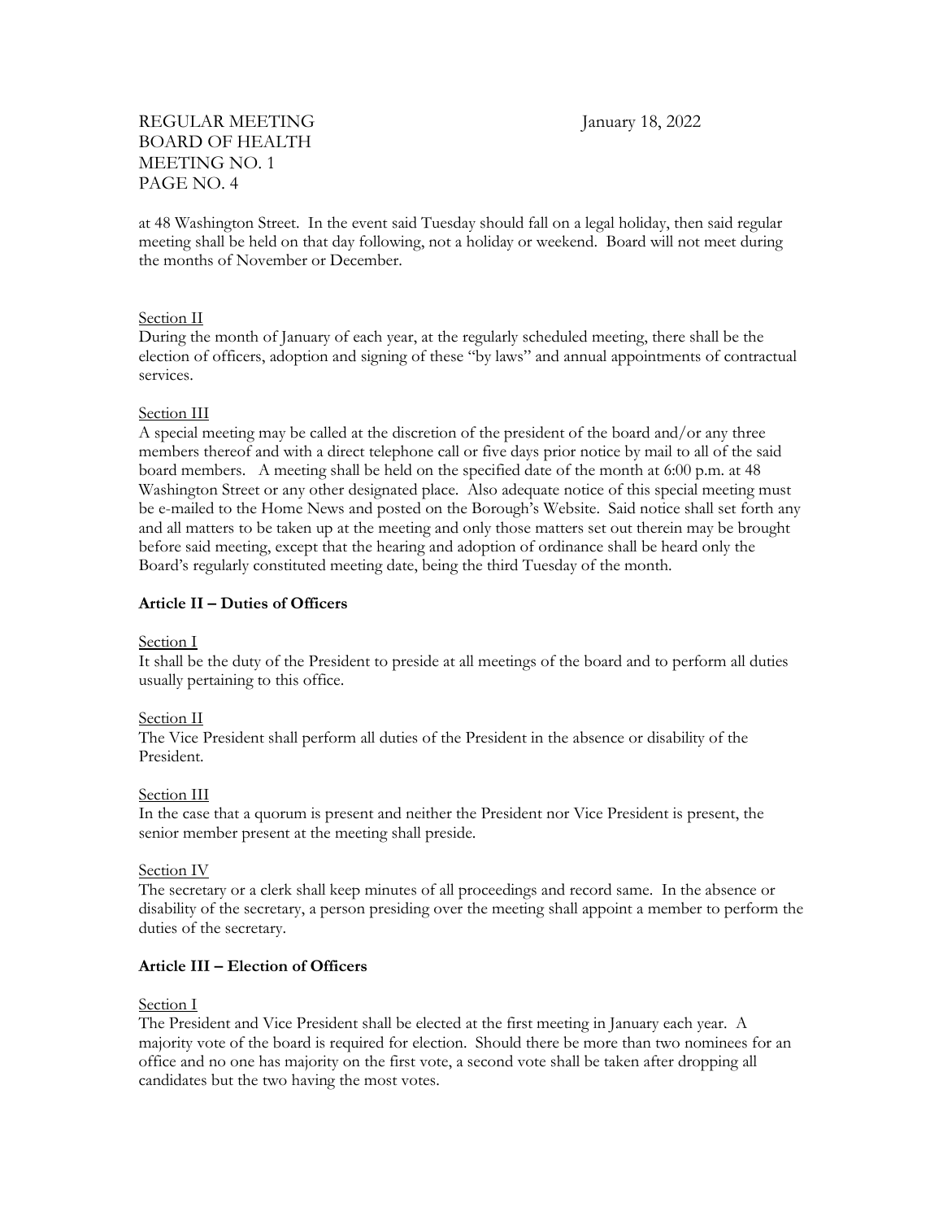at 48 Washington Street. In the event said Tuesday should fall on a legal holiday, then said regular meeting shall be held on that day following, not a holiday or weekend. Board will not meet during the months of November or December.

Section II

During the month of January of each year, at the regularly scheduled meeting, there shall be the election of officers, adoption and signing of these "by laws" and annual appointments of contractual services.

Section III

A special meeting may be called at the discretion of the president of the board and/or any three members thereof and with a direct telephone call or five days prior notice by mail to all of the said board members. A meeting shall be held on the specified date of the month at 6:00 p.m. at 48 Washington Street or any other designated place. Also adequate notice of this special meeting must be e-mailed to the Home News and posted on the Borough's Website. Said notice shall set forth any and all matters to be taken up at the meeting and only those matters set out therein may be brought before said meeting, except that the hearing and adoption of ordinance shall be heard only the Board's regularly constituted meeting date, being the third Tuesday of the month.

**Article II – Duties of Officers**

Section I

It shall be the duty of the President to preside at all meetings of the board and to perform all duties usually pertaining to this office.

Section II

The Vice President shall perform all duties of the President in the absence or disability of the President.

Section III

In the case that a quorum is present and neither the President nor Vice President is present, the senior member present at the meeting shall preside.

Section IV

The secretary or a clerk shall keep minutes of all proceedings and record same. In the absence or disability of the secretary, a person presiding over the meeting shall appoint a member to perform the duties of the secretary.

**Article III – Election of Officers**

Section I

The President and Vice President shall be elected at the first meeting in January each year. A majority vote of the board is required for election. Should there be more than two nominees for an office and no one has majority on the first vote, a second vote shall be taken after dropping all candidates but the two having the most votes.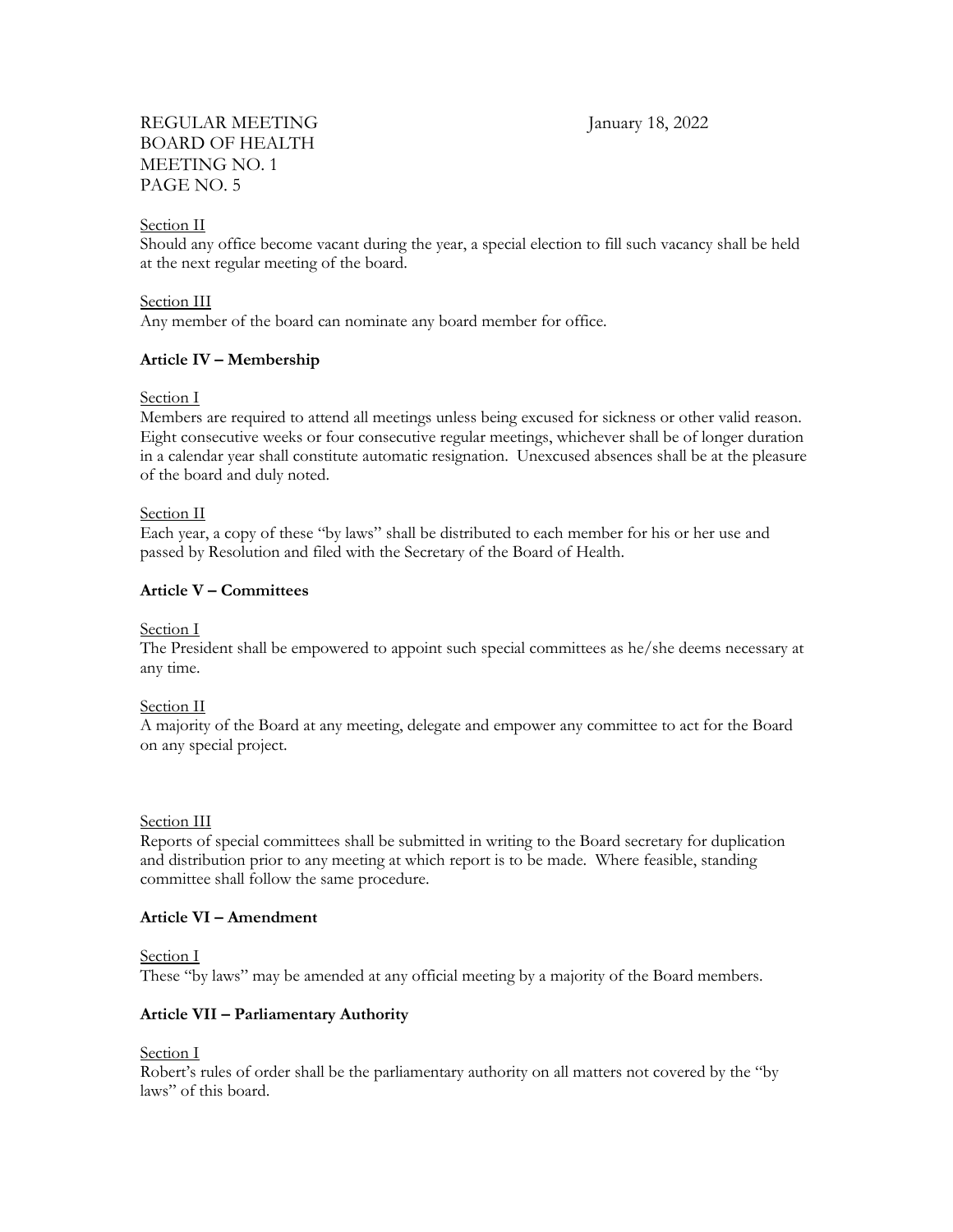Section II

Should any office become vacant during the year, a special election to fill such vacancy shall be held at the next regular meeting of the board.

Section III

Any member of the board can nominate any board member for office.

**Article IV – Membership**

Section I

Members are required to attend all meetings unless being excused for sickness or other valid reason. Eight consecutive weeks or four consecutive regular meetings, whichever shall be of longer duration in a calendar year shall constitute automatic resignation. Unexcused absences shall be at the pleasure of the board and duly noted.

Section II

Each year, a copy of these "by laws" shall be distributed to each member for his or her use and passed by Resolution and filed with the Secretary of the Board of Health.

**Article V – Committees**

Section I

The President shall be empowered to appoint such special committees as he/she deems necessary at any time.

Section II

A majority of the Board at any meeting, delegate and empower any committee to act for the Board on any special project.

Section III

Reports of special committees shall be submitted in writing to the Board secretary for duplication and distribution prior to any meeting at which report is to be made. Where feasible, standing committee shall follow the same procedure.

**Article VI – Amendment**

Section I

These "by laws" may be amended at any official meeting by a majority of the Board members.

**Article VII – Parliamentary Authority**

Section I

Robert's rules of order shall be the parliamentary authority on all matters not covered by the "by laws" of this board.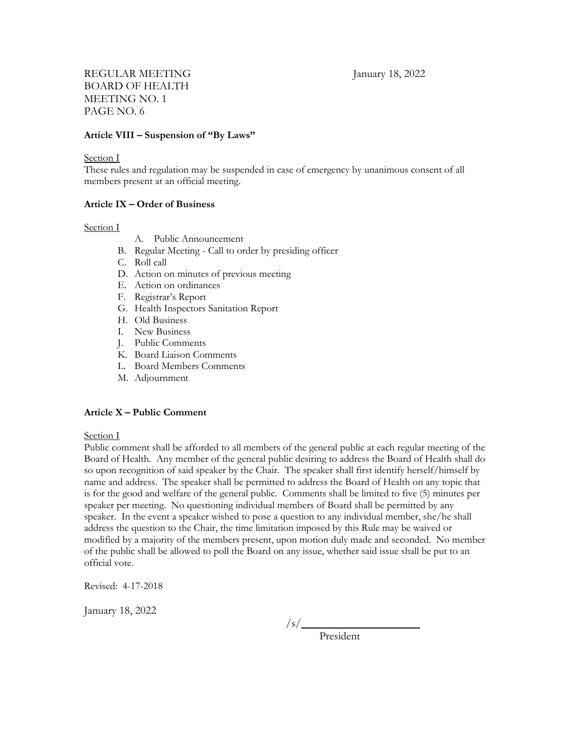**Article VIII – Suspension of "By Laws"**

Section I

These rules and regulation may be suspended in case of emergency by unanimous consent of all members present at an official meeting.

**Article IX – Order of Business**

Section I

A. Public Announcement
B. Regular Meeting - Call to order by presiding officer
C. Roll call
D. Action on minutes of previous meeting
E. Action on ordinances
F. Registrar's Report
G. Health Inspectors Sanitation Report
H. Old Business
I. New Business
J. Public Comments
K. Board Liaison Comments
L. Board Members Comments
M. Adjournment

**Article X – Public Comment**

Section I

Public comment shall be afforded to all members of the general public at each regular meeting of the Board of Health. Any member of the general public desiring to address the Board of Health shall do so upon recognition of said speaker by the Chair. The speaker shall first identify herself/himself by name and address. The speaker shall be permitted to address the Board of Health on any topic that is for the good and welfare of the general public. Comments shall be limited to five (5) minutes per speaker per meeting. No questioning individual members of Board shall be permitted by any speaker. In the event a speaker wished to pose a question to any individual member, she/he shall address the question to the Chair, the time limitation imposed by this Rule may be waived or modified by a majority of the members present, upon motion duly made and seconded. No member of the public shall be allowed to poll the Board on any issue, whether said issue shall be put to an official vote.

Revised: 4-17-2018

January 18, 2022

/s/______________________

President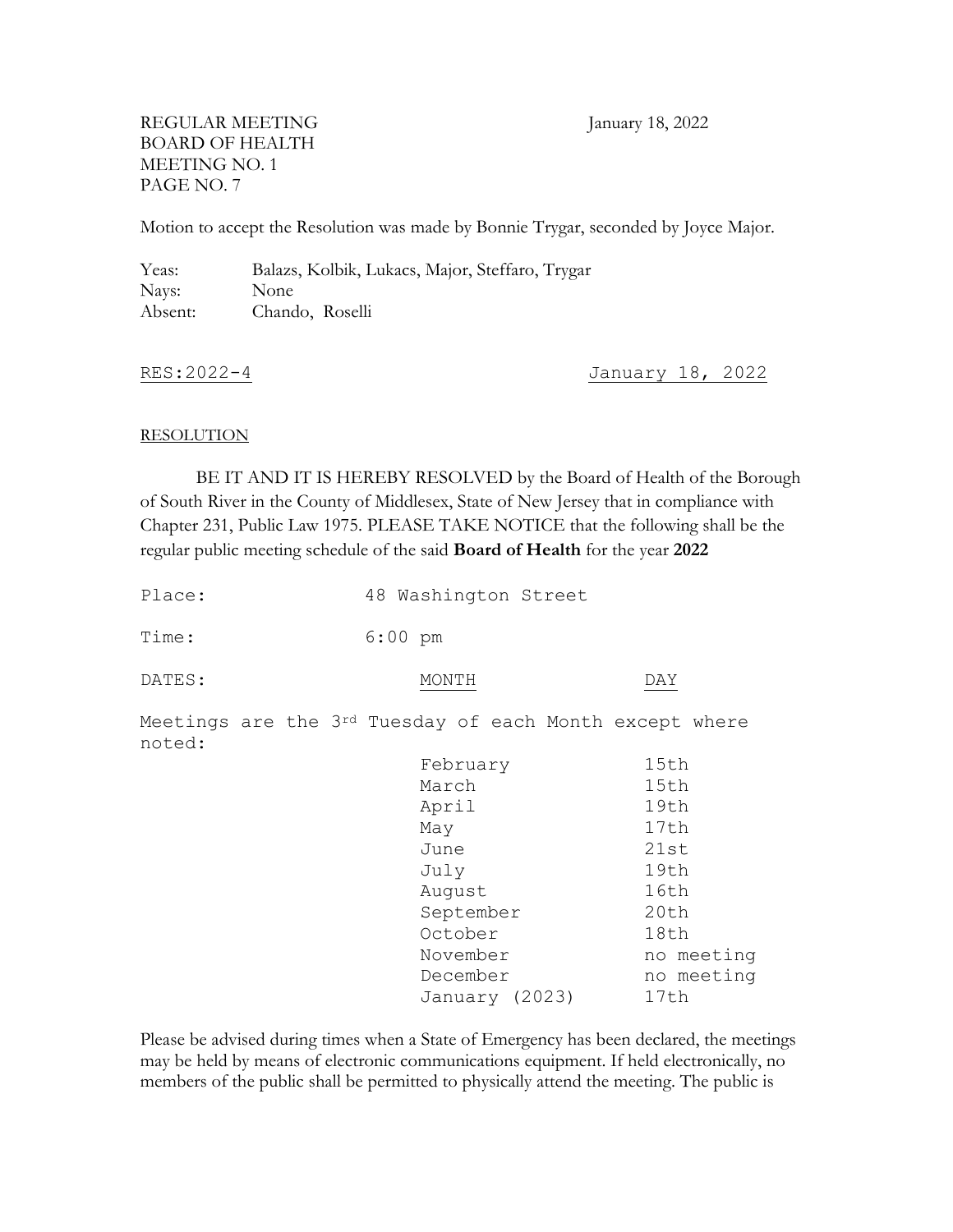Motion to accept the Resolution was made by Bonnie Trygar, seconded by Joyce Major.

Yeas: Balazs, Kolbik, Lukacs, Major, Steffaro, Trygar
Nays: None
Absent: Chando, Roselli

RES:2022-4 January 18, 2022

RESOLUTION

BE IT AND IT IS HEREBY RESOLVED by the Board of Health of the Borough of South River in the County of Middlesex, State of New Jersey that in compliance with Chapter 231, Public Law 1975. PLEASE TAKE NOTICE that the following shall be the regular public meeting schedule of the said **Board of Health** for the year **2022**

Place: 48 Washington Street

Time: 6:00 pm

DATES:

Meetings are the 3rd Tuesday of each Month except where noted:

| MONTH | DAY |
|---|---|
| February | 15th |
| March | 15th |
| April | 19th |
| May | 17th |
| June | 21st |
| July | 19th |
| August | 16th |
| September | 20th |
| October | 18th |
| November | no meeting |
| December | no meeting |
| January (2023) | 17th |

Please be advised during times when a State of Emergency has been declared, the meetings may be held by means of electronic communications equipment. If held electronically, no members of the public shall be permitted to physically attend the meeting. The public is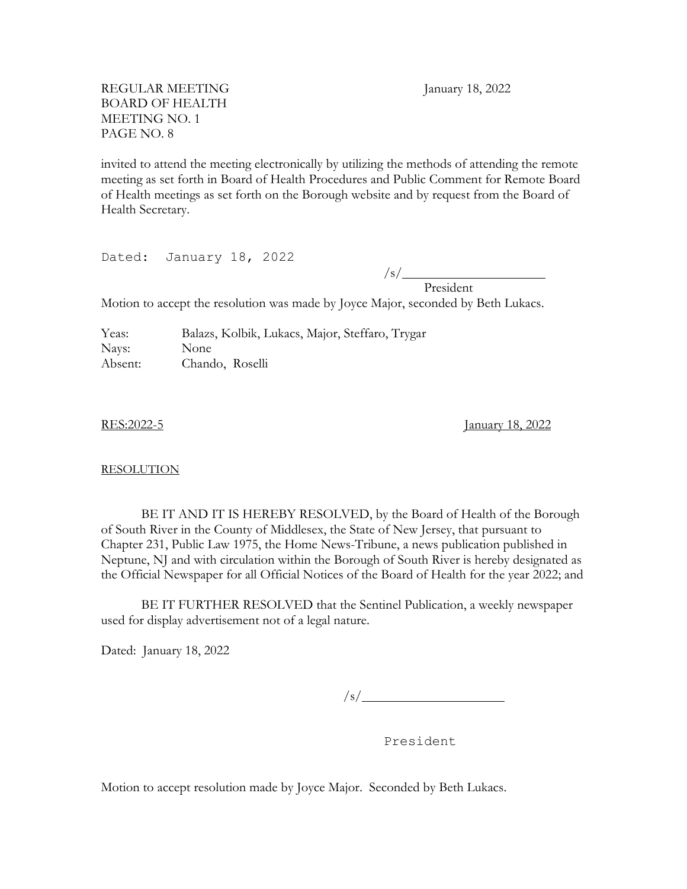invited to attend the meeting electronically by utilizing the methods of attending the remote meeting as set forth in Board of Health Procedures and Public Comment for Remote Board of Health meetings as set forth on the Borough website and by request from the Board of Health Secretary.

Dated: January 18, 2022

/s/____________________

President

Motion to accept the resolution was made by Joyce Major, seconded by Beth Lukacs.

Yeas: Balazs, Kolbik, Lukacs, Major, Steffaro, Trygar
Nays: None
Absent: Chando, Roselli

RES:2022-5 January 18, 2022

RESOLUTION

BE IT AND IT IS HEREBY RESOLVED, by the Board of Health of the Borough of South River in the County of Middlesex, the State of New Jersey, that pursuant to Chapter 231, Public Law 1975, the Home News-Tribune, a news publication published in Neptune, NJ and with circulation within the Borough of South River is hereby designated as the Official Newspaper for all Official Notices of the Board of Health for the year 2022; and

BE IT FURTHER RESOLVED that the Sentinel Publication, a weekly newspaper used for display advertisement not of a legal nature.

Dated: January 18, 2022

/s/____________________

President

Motion to accept resolution made by Joyce Major. Seconded by Beth Lukacs.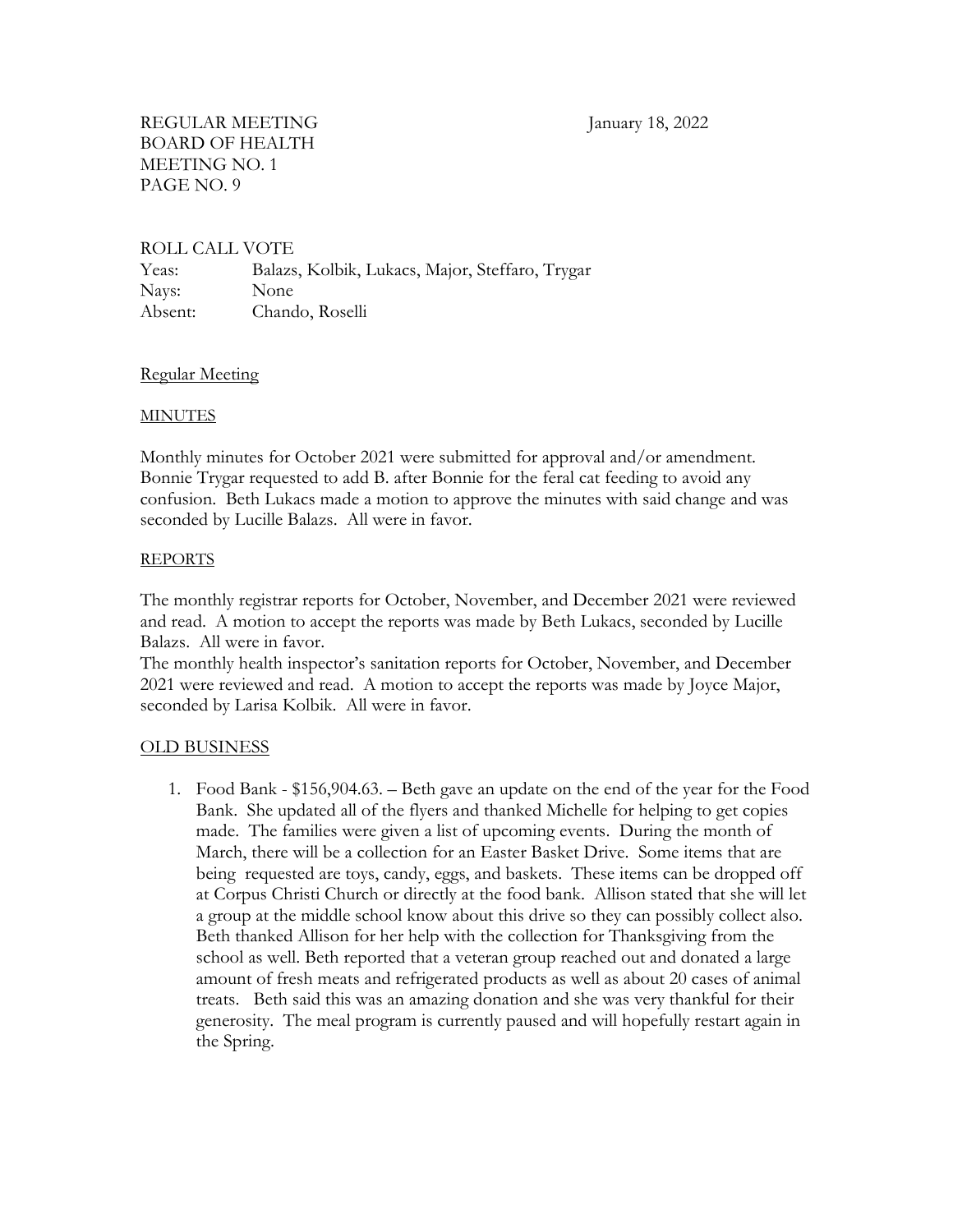REGULAR MEETING January 18, 2022
BOARD OF HEALTH
MEETING NO. 1
PAGE NO. 9

ROLL CALL VOTE

| | |
|---|---|
| Yeas: | Balazs, Kolbik, Lukacs, Major, Steffaro, Trygar |
| Nays: | None |
| Absent: | Chando, Roselli |

Regular Meeting

MINUTES

Monthly minutes for October 2021 were submitted for approval and/or amendment. Bonnie Trygar requested to add B. after Bonnie for the feral cat feeding to avoid any confusion. Beth Lukacs made a motion to approve the minutes with said change and was seconded by Lucille Balazs. All were in favor.

REPORTS

The monthly registrar reports for October, November, and December 2021 were reviewed and read. A motion to accept the reports was made by Beth Lukacs, seconded by Lucille Balazs. All were in favor.
The monthly health inspector's sanitation reports for October, November, and December 2021 were reviewed and read. A motion to accept the reports was made by Joyce Major, seconded by Larisa Kolbik. All were in favor.

OLD BUSINESS

1. Food Bank - $156,904.63. – Beth gave an update on the end of the year for the Food Bank. She updated all of the flyers and thanked Michelle for helping to get copies made. The families were given a list of upcoming events. During the month of March, there will be a collection for an Easter Basket Drive. Some items that are being requested are toys, candy, eggs, and baskets. These items can be dropped off at Corpus Christi Church or directly at the food bank. Allison stated that she will let a group at the middle school know about this drive so they can possibly collect also. Beth thanked Allison for her help with the collection for Thanksgiving from the school as well. Beth reported that a veteran group reached out and donated a large amount of fresh meats and refrigerated products as well as about 20 cases of animal treats. Beth said this was an amazing donation and she was very thankful for their generosity. The meal program is currently paused and will hopefully restart again in the Spring.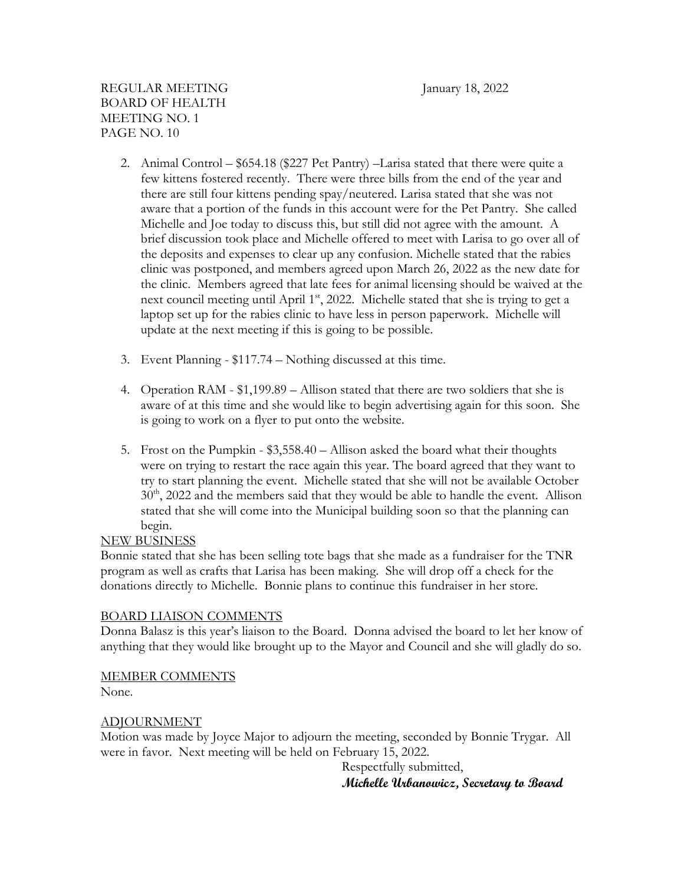REGULAR MEETING January 18, 2022
BOARD OF HEALTH
MEETING NO. 1
PAGE NO. 10

2. Animal Control – $654.18 ($227 Pet Pantry) –Larisa stated that there were quite a few kittens fostered recently. There were three bills from the end of the year and there are still four kittens pending spay/neutered. Larisa stated that she was not aware that a portion of the funds in this account were for the Pet Pantry. She called Michelle and Joe today to discuss this, but still did not agree with the amount. A brief discussion took place and Michelle offered to meet with Larisa to go over all of the deposits and expenses to clear up any confusion. Michelle stated that the rabies clinic was postponed, and members agreed upon March 26, 2022 as the new date for the clinic. Members agreed that late fees for animal licensing should be waived at the next council meeting until April 1st, 2022. Michelle stated that she is trying to get a laptop set up for the rabies clinic to have less in person paperwork. Michelle will update at the next meeting if this is going to be possible.

3. Event Planning - $117.74 – Nothing discussed at this time.

4. Operation RAM - $1,199.89 – Allison stated that there are two soldiers that she is aware of at this time and she would like to begin advertising again for this soon. She is going to work on a flyer to put onto the website.

5. Frost on the Pumpkin - $3,558.40 – Allison asked the board what their thoughts were on trying to restart the race again this year. The board agreed that they want to try to start planning the event. Michelle stated that she will not be available October 30th, 2022 and the members said that they would be able to handle the event. Allison stated that she will come into the Municipal building soon so that the planning can begin.

## NEW BUSINESS

Bonnie stated that she has been selling tote bags that she made as a fundraiser for the TNR program as well as crafts that Larisa has been making. She will drop off a check for the donations directly to Michelle. Bonnie plans to continue this fundraiser in her store.

## BOARD LIAISON COMMENTS

Donna Balasz is this year's liaison to the Board. Donna advised the board to let her know of anything that they would like brought up to the Mayor and Council and she will gladly do so.

## MEMBER COMMENTS

None.

## ADJOURNMENT

Motion was made by Joyce Major to adjourn the meeting, seconded by Bonnie Trygar. All were in favor. Next meeting will be held on February 15, 2022.

Respectfully submitted,

***Michelle Urbanowicz, Secretary to Board***